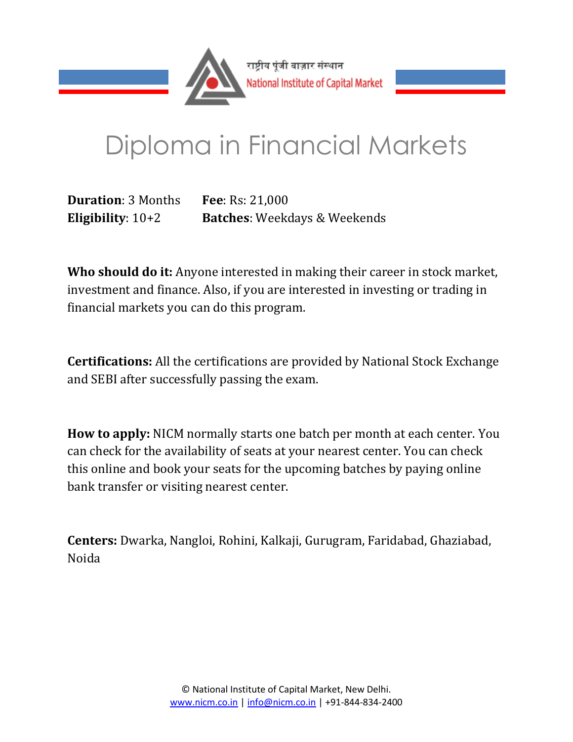राष्ट्रीय पूंजी बाज़ार संस्थान
National Institute of Capital Market

# Diploma in Financial Markets

**Duration**: 3 Months **Fee**: Rs: 21,000
**Eligibility**: 10+2 **Batches**: Weekdays & Weekends

**Who should do it:** Anyone interested in making their career in stock market, investment and finance. Also, if you are interested in investing or trading in financial markets you can do this program.

**Certifications:** All the certifications are provided by National Stock Exchange and SEBI after successfully passing the exam.

**How to apply:** NICM normally starts one batch per month at each center. You can check for the availability of seats at your nearest center. You can check this online and book your seats for the upcoming batches by paying online bank transfer or visiting nearest center.

**Centers:** Dwarka, Nangloi, Rohini, Kalkaji, Gurugram, Faridabad, Ghaziabad, Noida

© National Institute of Capital Market, New Delhi.
www.nicm.co.in | info@nicm.co.in | +91-844-834-2400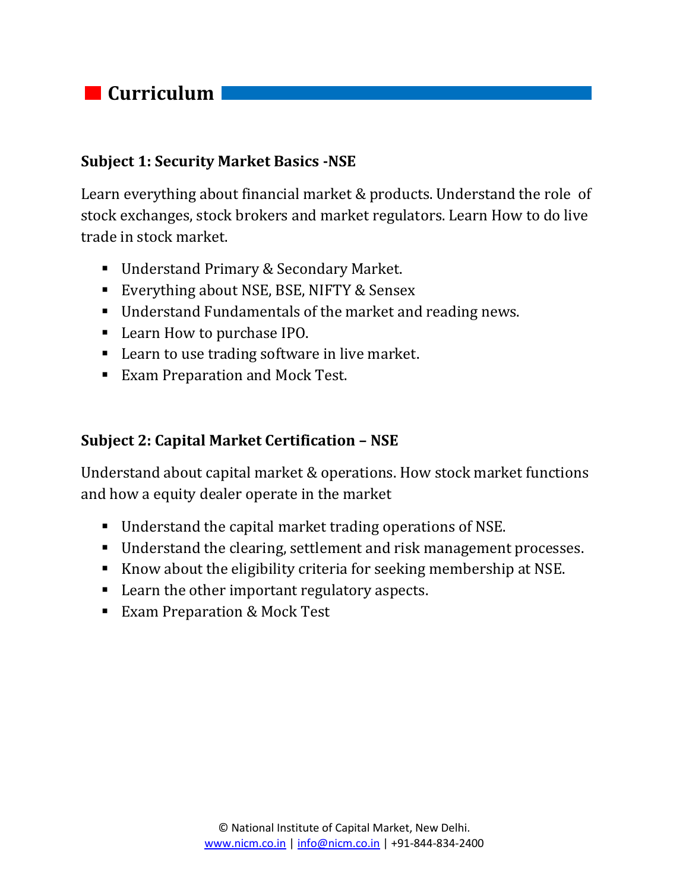# Curriculum

### Subject 1: Security Market Basics -NSE

Learn everything about financial market & products. Understand the role of stock exchanges, stock brokers and market regulators. Learn How to do live trade in stock market.

- Understand Primary & Secondary Market.
- Everything about NSE, BSE, NIFTY & Sensex
- Understand Fundamentals of the market and reading news.
- Learn How to purchase IPO.
- Learn to use trading software in live market.
- Exam Preparation and Mock Test.

### Subject 2: Capital Market Certification – NSE

Understand about capital market & operations. How stock market functions and how a equity dealer operate in the market

- Understand the capital market trading operations of NSE.
- Understand the clearing, settlement and risk management processes.
- Know about the eligibility criteria for seeking membership at NSE.
- Learn the other important regulatory aspects.
- Exam Preparation & Mock Test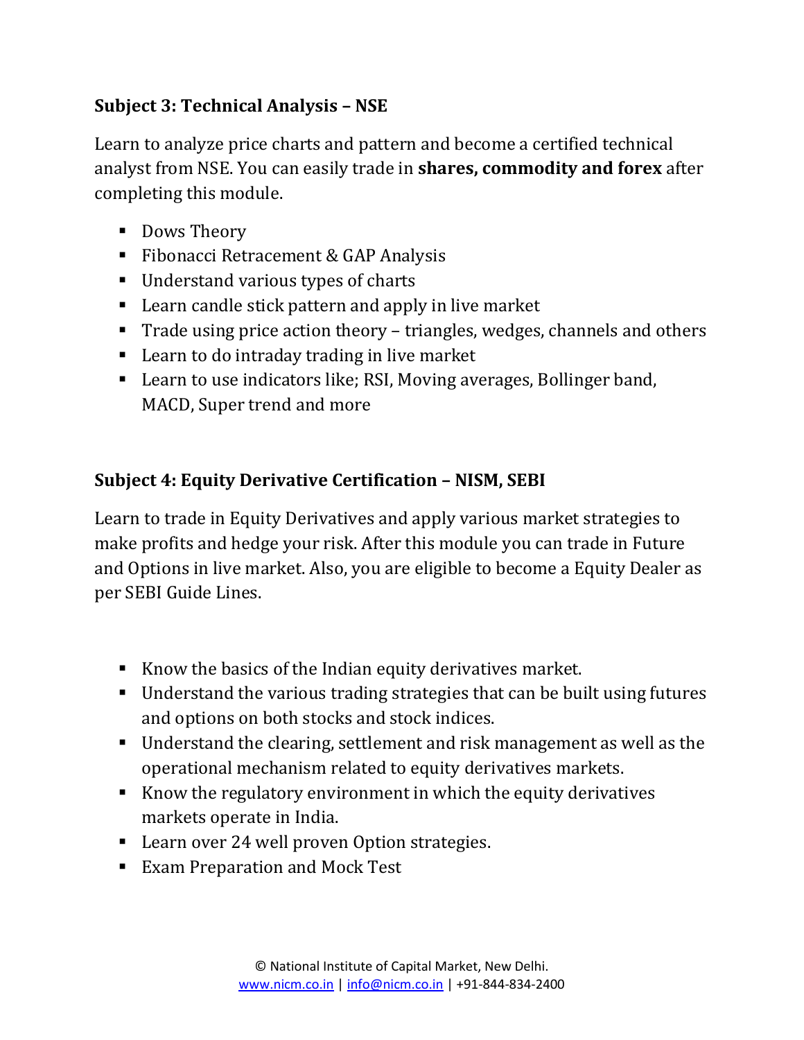**Subject 3: Technical Analysis – NSE**

Learn to analyze price charts and pattern and become a certified technical analyst from NSE. You can easily trade in **shares, commodity and forex** after completing this module.

- Dows Theory
- Fibonacci Retracement & GAP Analysis
- Understand various types of charts
- Learn candle stick pattern and apply in live market
- Trade using price action theory – triangles, wedges, channels and others
- Learn to do intraday trading in live market
- Learn to use indicators like; RSI, Moving averages, Bollinger band, MACD, Super trend and more

**Subject 4: Equity Derivative Certification – NISM, SEBI**

Learn to trade in Equity Derivatives and apply various market strategies to make profits and hedge your risk. After this module you can trade in Future and Options in live market. Also, you are eligible to become a Equity Dealer as per SEBI Guide Lines.

- Know the basics of the Indian equity derivatives market.
- Understand the various trading strategies that can be built using futures and options on both stocks and stock indices.
- Understand the clearing, settlement and risk management as well as the operational mechanism related to equity derivatives markets.
- Know the regulatory environment in which the equity derivatives markets operate in India.
- Learn over 24 well proven Option strategies.
- Exam Preparation and Mock Test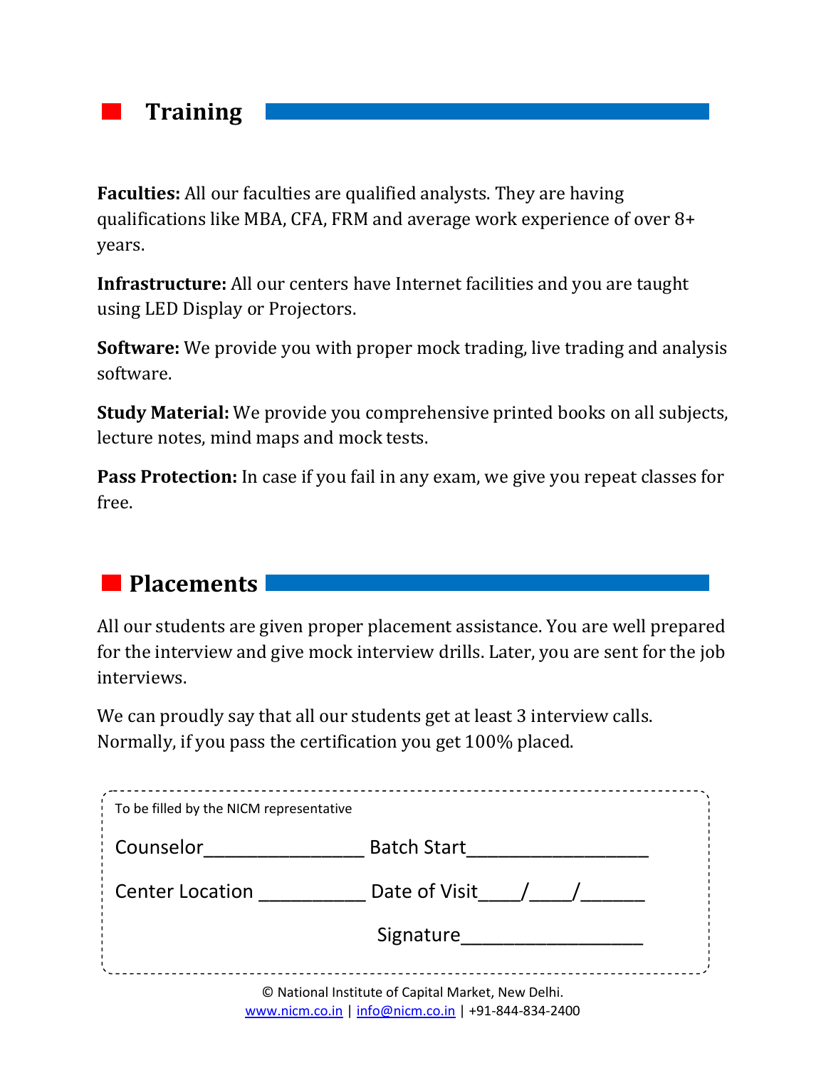## Training

**Faculties:** All our faculties are qualified analysts. They are having qualifications like MBA, CFA, FRM and average work experience of over 8+ years.

**Infrastructure:** All our centers have Internet facilities and you are taught using LED Display or Projectors.

**Software:** We provide you with proper mock trading, live trading and analysis software.

**Study Material:** We provide you comprehensive printed books on all subjects, lecture notes, mind maps and mock tests.

**Pass Protection:** In case if you fail in any exam, we give you repeat classes for free.

## Placements

All our students are given proper placement assistance. You are well prepared for the interview and give mock interview drills. Later, you are sent for the job interviews.

We can proudly say that all our students get at least 3 interview calls. Normally, if you pass the certification you get 100% placed.

To be filled by the NICM representative

Counselor________________ Batch Start__________________

Center Location ___________ Date of Visit____/____/______

Signature__________________

© National Institute of Capital Market, New Delhi.
www.nicm.co.in | info@nicm.co.in | +91-844-834-2400